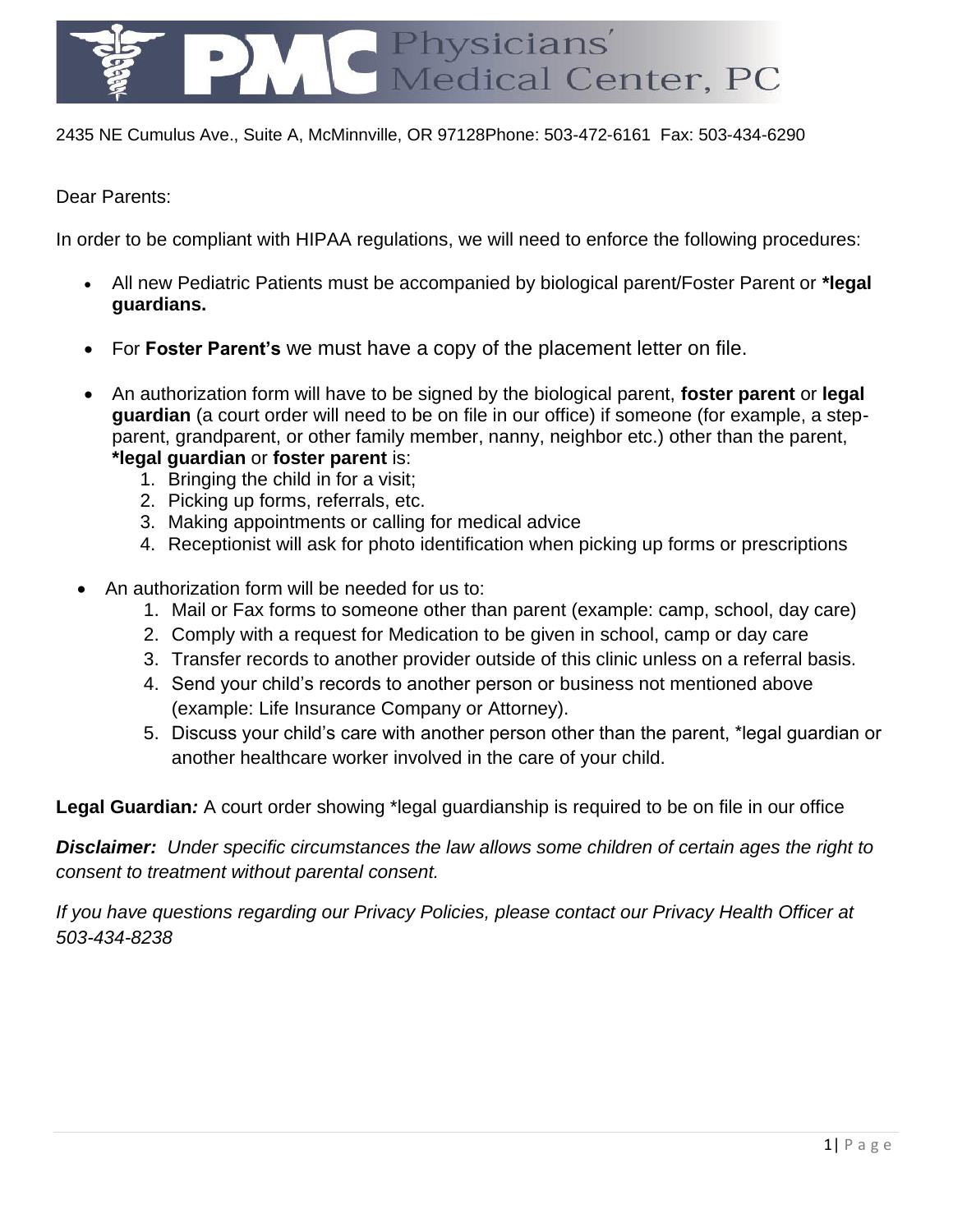# PMC Physicians' Medical Center, PC

2435 NE Cumulus Ave., Suite A, McMinnville, OR 97128Phone: 503-472-6161  Fax: 503-434-6290

Dear Parents:

In order to be compliant with HIPAA regulations, we will need to enforce the following procedures:

- All new Pediatric Patients must be accompanied by biological parent/Foster Parent or ***legal guardians.**
- For **Foster Parent's** we must have a copy of the placement letter on file.
- An authorization form will have to be signed by the biological parent, **foster parent** or **legal guardian** (a court order will need to be on file in our office) if someone (for example, a step-parent, grandparent, or other family member, nanny, neighbor etc.) other than the parent, ***legal guardian** or **foster parent** is:
  1. Bringing the child in for a visit;
  2. Picking up forms, referrals, etc.
  3. Making appointments or calling for medical advice
  4. Receptionist will ask for photo identification when picking up forms or prescriptions
- An authorization form will be needed for us to:
  1. Mail or Fax forms to someone other than parent (example: camp, school, day care)
  2. Comply with a request for Medication to be given in school, camp or day care
  3. Transfer records to another provider outside of this clinic unless on a referral basis.
  4. Send your child's records to another person or business not mentioned above (example: Life Insurance Company or Attorney).
  5. Discuss your child's care with another person other than the parent, *legal guardian or another healthcare worker involved in the care of your child.

**Legal Guardian*:*** A court order showing *legal guardianship is required to be on file in our office

***Disclaimer:*** *Under specific circumstances the law allows some children of certain ages the right to consent to treatment without parental consent.*

*If you have questions regarding our Privacy Policies, please contact our Privacy Health Officer at 503-434-8238*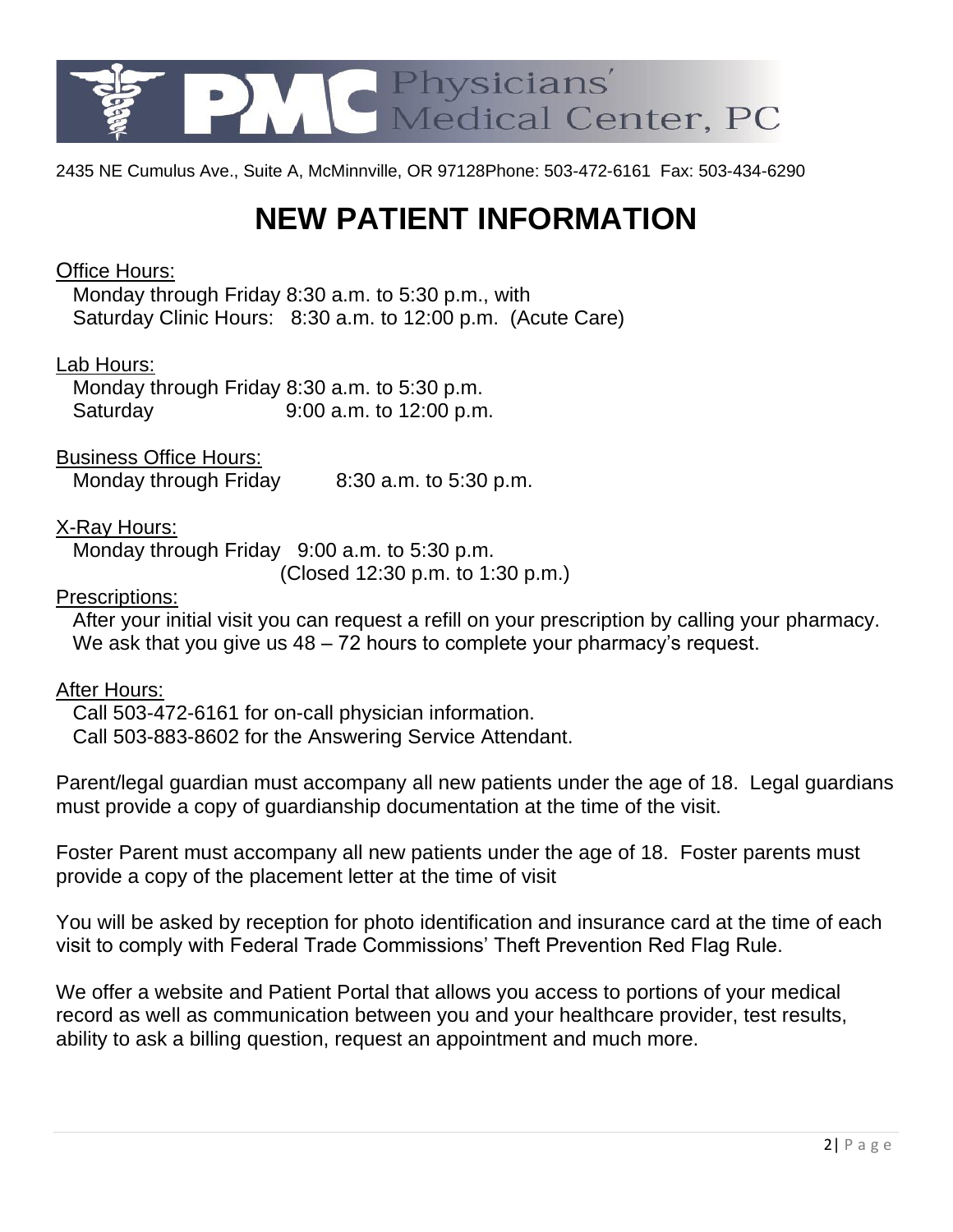Physicians' Medical Center, PC

2435 NE Cumulus Ave., Suite A, McMinnville, OR 97128Phone: 503-472-6161 Fax: 503-434-6290

# NEW PATIENT INFORMATION

Office Hours:
Monday through Friday 8:30 a.m. to 5:30 p.m., with
Saturday Clinic Hours: 8:30 a.m. to 12:00 p.m. (Acute Care)

Lab Hours:
Monday through Friday 8:30 a.m. to 5:30 p.m.
Saturday 9:00 a.m. to 12:00 p.m.

Business Office Hours:
Monday through Friday 8:30 a.m. to 5:30 p.m.

X-Ray Hours:
Monday through Friday 9:00 a.m. to 5:30 p.m.
(Closed 12:30 p.m. to 1:30 p.m.)

Prescriptions:
After your initial visit you can request a refill on your prescription by calling your pharmacy. We ask that you give us 48 – 72 hours to complete your pharmacy's request.

After Hours:
Call 503-472-6161 for on-call physician information.
Call 503-883-8602 for the Answering Service Attendant.

Parent/legal guardian must accompany all new patients under the age of 18. Legal guardians must provide a copy of guardianship documentation at the time of the visit.

Foster Parent must accompany all new patients under the age of 18. Foster parents must provide a copy of the placement letter at the time of visit

You will be asked by reception for photo identification and insurance card at the time of each visit to comply with Federal Trade Commissions' Theft Prevention Red Flag Rule.

We offer a website and Patient Portal that allows you access to portions of your medical record as well as communication between you and your healthcare provider, test results, ability to ask a billing question, request an appointment and much more.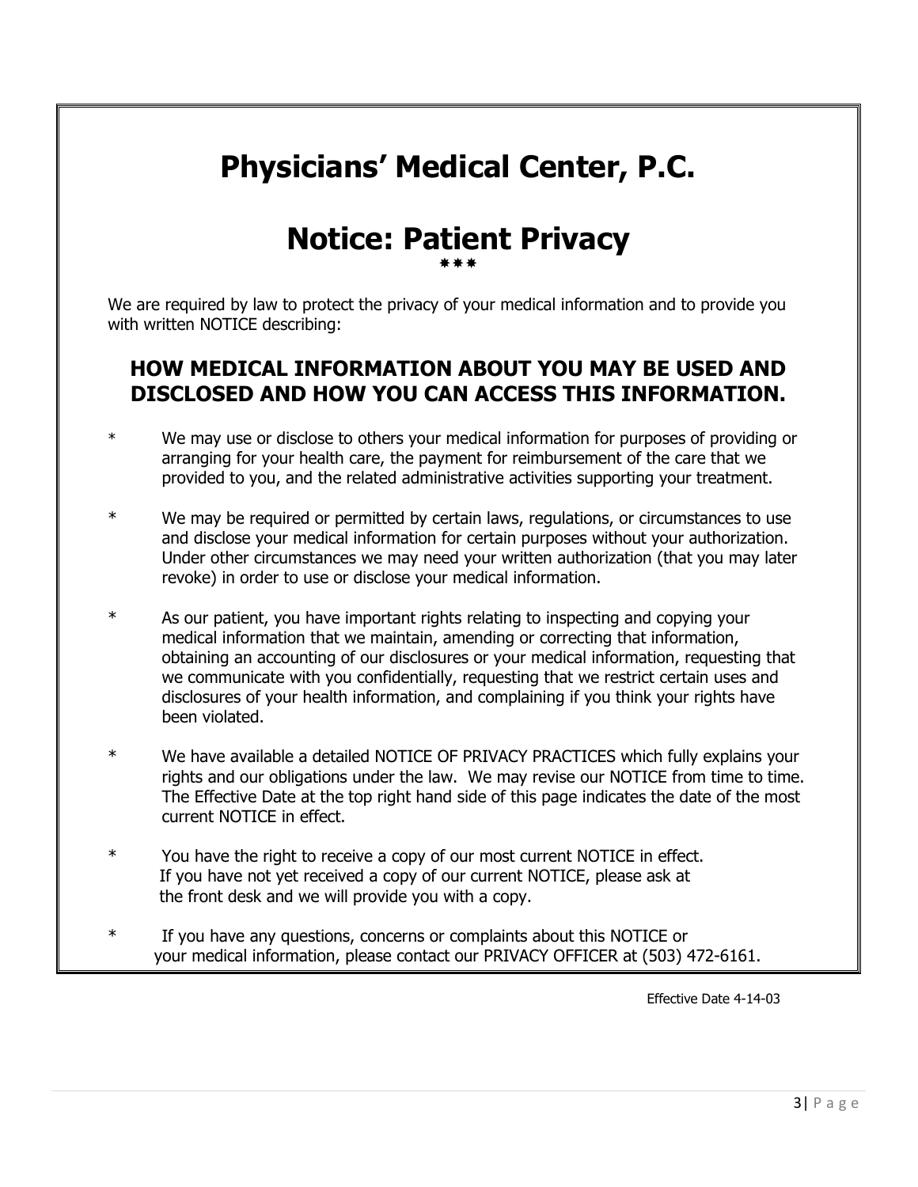# Physicians' Medical Center, P.C.

# Notice: Patient Privacy

✱✱✱

We are required by law to protect the privacy of your medical information and to provide you with written NOTICE describing:

## HOW MEDICAL INFORMATION ABOUT YOU MAY BE USED AND DISCLOSED AND HOW YOU CAN ACCESS THIS INFORMATION.

* We may use or disclose to others your medical information for purposes of providing or arranging for your health care, the payment for reimbursement of the care that we provided to you, and the related administrative activities supporting your treatment.

* We may be required or permitted by certain laws, regulations, or circumstances to use and disclose your medical information for certain purposes without your authorization. Under other circumstances we may need your written authorization (that you may later revoke) in order to use or disclose your medical information.

* As our patient, you have important rights relating to inspecting and copying your medical information that we maintain, amending or correcting that information, obtaining an accounting of our disclosures or your medical information, requesting that we communicate with you confidentially, requesting that we restrict certain uses and disclosures of your health information, and complaining if you think your rights have been violated.

* We have available a detailed NOTICE OF PRIVACY PRACTICES which fully explains your rights and our obligations under the law. We may revise our NOTICE from time to time. The Effective Date at the top right hand side of this page indicates the date of the most current NOTICE in effect.

* You have the right to receive a copy of our most current NOTICE in effect. If you have not yet received a copy of our current NOTICE, please ask at the front desk and we will provide you with a copy.

* If you have any questions, concerns or complaints about this NOTICE or your medical information, please contact our PRIVACY OFFICER at (503) 472-6161.

Effective Date 4-14-03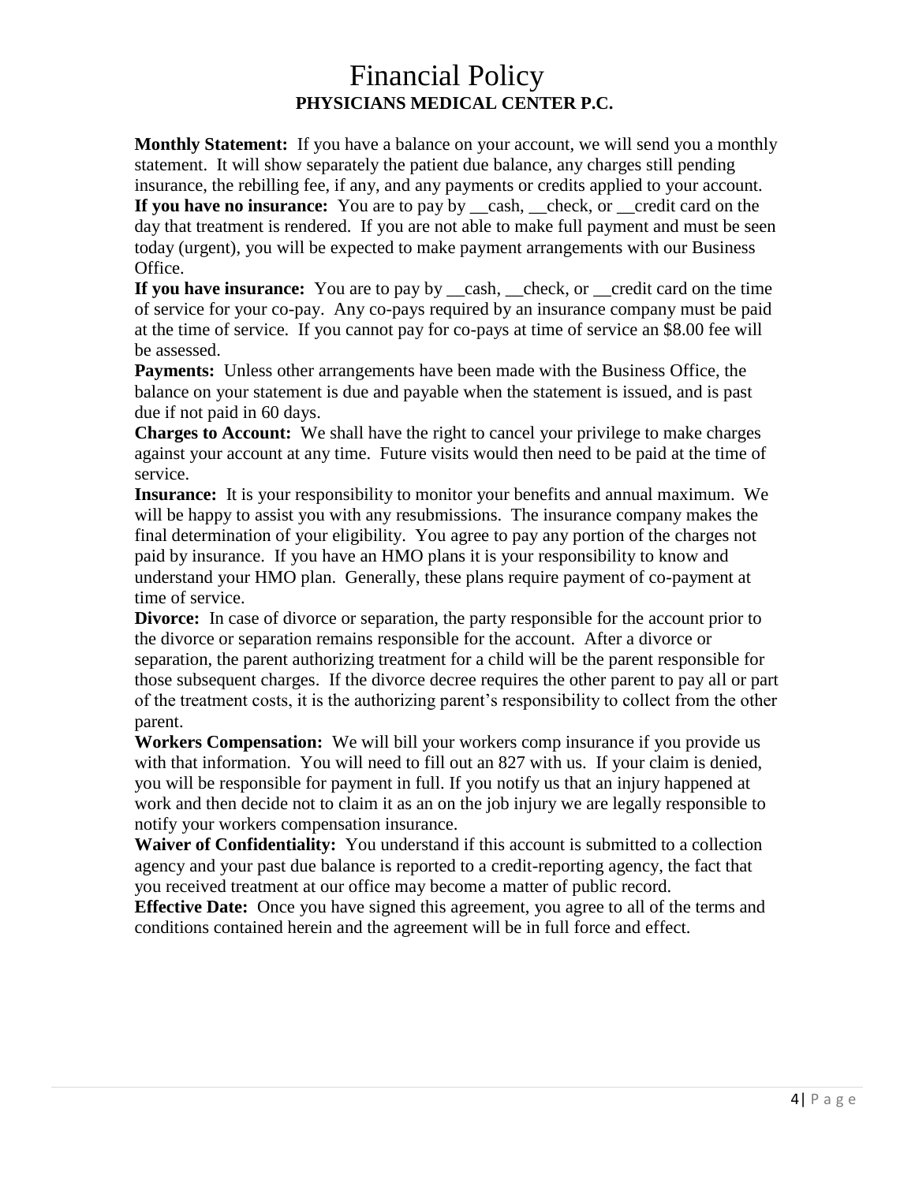# Financial Policy

**PHYSICIANS MEDICAL CENTER P.C.**

**Monthly Statement:** If you have a balance on your account, we will send you a monthly statement. It will show separately the patient due balance, any charges still pending insurance, the rebilling fee, if any, and any payments or credits applied to your account.

**If you have no insurance:** You are to pay by __cash, __check, or __credit card on the day that treatment is rendered. If you are not able to make full payment and must be seen today (urgent), you will be expected to make payment arrangements with our Business Office.

**If you have insurance:** You are to pay by __cash, __check, or __credit card on the time of service for your co-pay. Any co-pays required by an insurance company must be paid at the time of service. If you cannot pay for co-pays at time of service an $8.00 fee will be assessed.

**Payments:** Unless other arrangements have been made with the Business Office, the balance on your statement is due and payable when the statement is issued, and is past due if not paid in 60 days.

**Charges to Account:** We shall have the right to cancel your privilege to make charges against your account at any time. Future visits would then need to be paid at the time of service.

**Insurance:** It is your responsibility to monitor your benefits and annual maximum. We will be happy to assist you with any resubmissions. The insurance company makes the final determination of your eligibility. You agree to pay any portion of the charges not paid by insurance. If you have an HMO plans it is your responsibility to know and understand your HMO plan. Generally, these plans require payment of co-payment at time of service.

**Divorce:** In case of divorce or separation, the party responsible for the account prior to the divorce or separation remains responsible for the account. After a divorce or separation, the parent authorizing treatment for a child will be the parent responsible for those subsequent charges. If the divorce decree requires the other parent to pay all or part of the treatment costs, it is the authorizing parent's responsibility to collect from the other parent.

**Workers Compensation:** We will bill your workers comp insurance if you provide us with that information. You will need to fill out an 827 with us. If your claim is denied, you will be responsible for payment in full. If you notify us that an injury happened at work and then decide not to claim it as an on the job injury we are legally responsible to notify your workers compensation insurance.

**Waiver of Confidentiality:** You understand if this account is submitted to a collection agency and your past due balance is reported to a credit-reporting agency, the fact that you received treatment at our office may become a matter of public record.

**Effective Date:** Once you have signed this agreement, you agree to all of the terms and conditions contained herein and the agreement will be in full force and effect.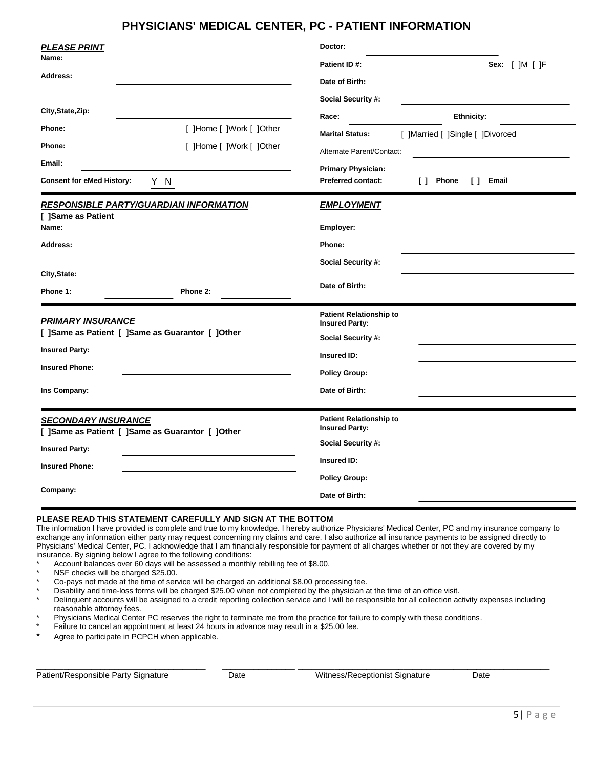# PHYSICIANS' MEDICAL CENTER, PC - PATIENT INFORMATION

***PLEASE PRINT***

**Name:** ______________________

**Address:** ______________________

______________________

**City,State,Zip:** ______________________

**Phone:** ______________ [ ]Home [ ]Work [ ]Other

**Phone:** ______________ [ ]Home [ ]Work [ ]Other

**Email:** ______________________

**Consent for eMed History:** Y N

**Doctor:** ______________________

**Patient ID #:** ______________ **Sex:** [ ]M [ ]F

**Date of Birth:** ______________________

**Social Security #:** ______________________

**Race:** ______________ **Ethnicity:** ______________

**Marital Status:** [ ]Married [ ]Single [ ]Divorced

Alternate Parent/Contact: ______________________

**Primary Physician:** ______________________

**Preferred contact:** [ ] Phone [ ] Email

---

***RESPONSIBLE PARTY/GUARDIAN INFORMATION***

**[ ]Same as Patient**

**Name:** ______________________

**Address:** ______________________

______________________

**City,State:** ______________________

**Phone 1:** ______________ **Phone 2:** ______________

***EMPLOYMENT***

**Employer:** ______________________

**Phone:** ______________________

**Social Security #:** ______________________

**Date of Birth:** ______________________

---

***PRIMARY INSURANCE***

**[ ]Same as Patient [ ]Same as Guarantor [ ]Other**

**Insured Party:** ______________________

**Insured Phone:** ______________________

**Ins Company:** ______________________

**Patient Relationship to Insured Party:** ______________________

**Social Security #:** ______________________

**Insured ID:** ______________________

**Policy Group:** ______________________

**Date of Birth:** ______________________

---

***SECONDARY INSURANCE***

**[ ]Same as Patient [ ]Same as Guarantor [ ]Other**

**Insured Party:** ______________________

**Insured Phone:** ______________________

**Company:** ______________________

**Patient Relationship to Insured Party:** ______________________

**Social Security #:** ______________________

**Insured ID:** ______________________

**Policy Group:** ______________________

**Date of Birth:** ______________________

---

**PLEASE READ THIS STATEMENT CAREFULLY AND SIGN AT THE BOTTOM**

The information I have provided is complete and true to my knowledge. I hereby authorize Physicians' Medical Center, PC and my insurance company to exchange any information either party may request concerning my claims and care. I also authorize all insurance payments to be assigned directly to Physicians' Medical Center, PC. I acknowledge that I am financially responsible for payment of all charges whether or not they are covered by my insurance. By signing below I agree to the following conditions:

- Account balances over 60 days will be assessed a monthly rebilling fee of $8.00.
- NSF checks will be charged $25.00.
- Co-pays not made at the time of service will be charged an additional $8.00 processing fee.
- Disability and time-loss forms will be charged $25.00 when not completed by the physician at the time of an office visit.
- Delinquent accounts will be assigned to a credit reporting collection service and I will be responsible for all collection activity expenses including reasonable attorney fees.
- Physicians Medical Center PC reserves the right to terminate me from the practice for failure to comply with these conditions.
- Failure to cancel an appointment at least 24 hours in advance may result in a $25.00 fee.
- Agree to participate in PCPCH when applicable.

______________________ ______________ ______________________ ______________

Patient/Responsible Party Signature Date Witness/Receptionist Signature Date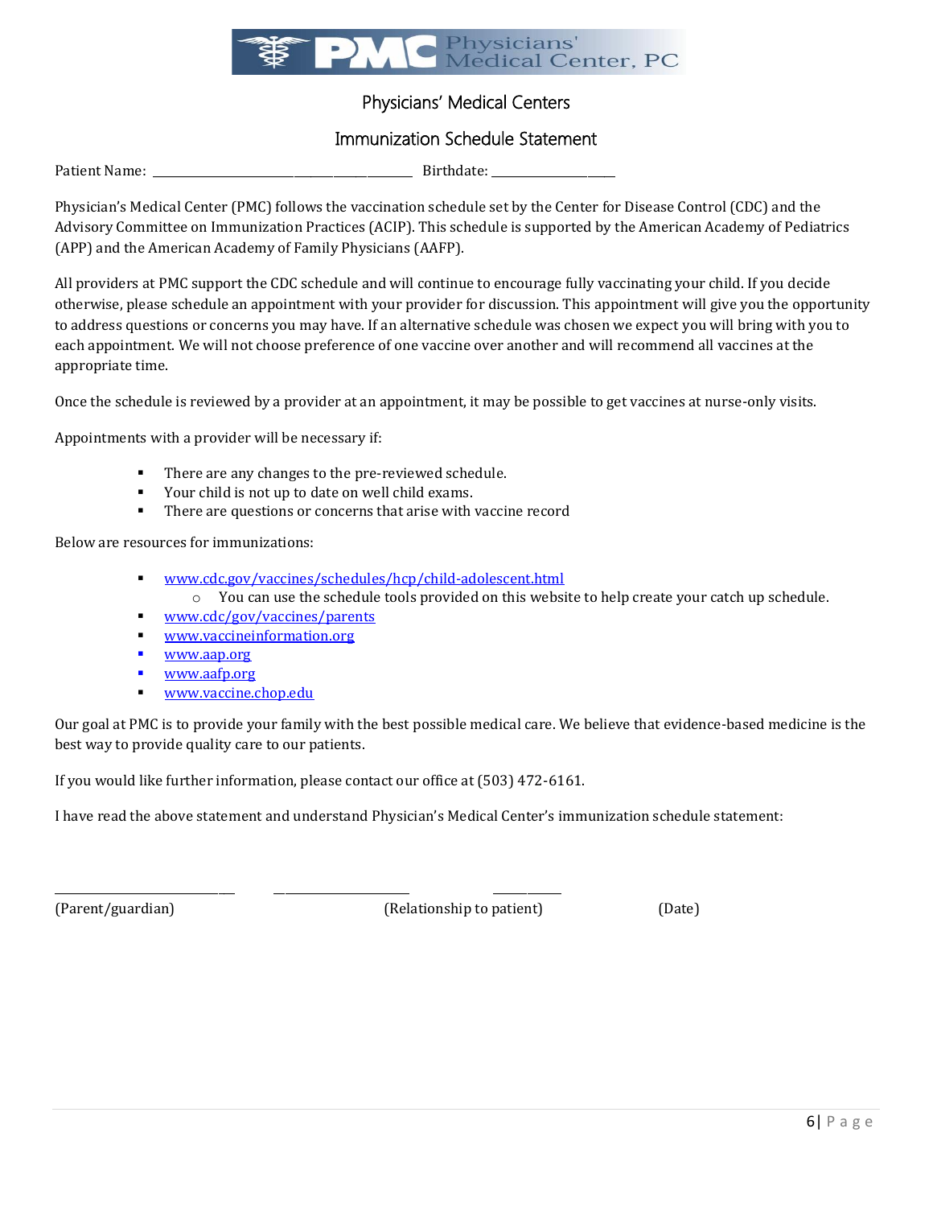Physicians' Medical Center, PC

# Physicians' Medical Centers

## Immunization Schedule Statement

Patient Name: ______________________________________ Birthdate: __________________

Physician's Medical Center (PMC) follows the vaccination schedule set by the Center for Disease Control (CDC) and the Advisory Committee on Immunization Practices (ACIP). This schedule is supported by the American Academy of Pediatrics (APP) and the American Academy of Family Physicians (AAFP).

All providers at PMC support the CDC schedule and will continue to encourage fully vaccinating your child. If you decide otherwise, please schedule an appointment with your provider for discussion. This appointment will give you the opportunity to address questions or concerns you may have. If an alternative schedule was chosen we expect you will bring with you to each appointment. We will not choose preference of one vaccine over another and will recommend all vaccines at the appropriate time.

Once the schedule is reviewed by a provider at an appointment, it may be possible to get vaccines at nurse-only visits.

Appointments with a provider will be necessary if:

- There are any changes to the pre-reviewed schedule.
- Your child is not up to date on well child exams.
- There are questions or concerns that arise with vaccine record

Below are resources for immunizations:

- www.cdc.gov/vaccines/schedules/hcp/child-adolescent.html
  - You can use the schedule tools provided on this website to help create your catch up schedule.
- www.cdc/gov/vaccines/parents
- www.vaccineinformation.org
- www.aap.org
- www.aafp.org
- www.vaccine.chop.edu

Our goal at PMC is to provide your family with the best possible medical care. We believe that evidence-based medicine is the best way to provide quality care to our patients.

If you would like further information, please contact our office at (503) 472-6161.

I have read the above statement and understand Physician's Medical Center's immunization schedule statement:

___________________________ ____________________ __________

(Parent/guardian) (Relationship to patient) (Date)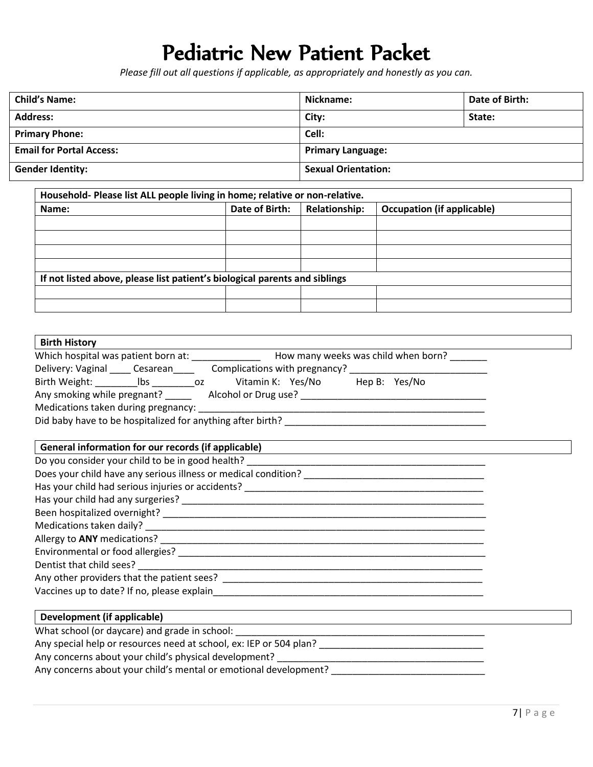// Pediatric New Patient Packet

*Please fill out all questions if applicable, as appropriately and honestly as you can.*

| Child's Name: | Nickname: | Date of Birth: |
|---|---|---|
| Address: | City: | State: |
| Primary Phone: | Cell: | |
| Email for Portal Access: | Primary Language: | |
| Gender Identity: | Sexual Orientation: | |

| Household- Please list ALL people living in home; relative or non-relative. | | | |
|---|---|---|---|
| **Name:** | **Date of Birth:** | **Relationship:** | **Occupation (if applicable)** |
| | | | |
| | | | |
| | | | |
| | | | |
| **If not listed above, please list patient's biological parents and siblings** | | | |
| | | | |
| | | | |

**Birth History**

Which hospital was patient born at: _____________ How many weeks was child when born? _______

Delivery: Vaginal ____ Cesarean____ Complications with pregnancy? __________________________

Birth Weight: ________lbs ________oz Vitamin K: Yes/No Hep B: Yes/No

Any smoking while pregnant? _____ Alcohol or Drug use? ___________________________________

Medications taken during pregnancy: ________________________________________________________

Did baby have to be hospitalized for anything after birth? _______________________________________

**General information for our records (if applicable)**

Do you consider your child to be in good health? ____________________________________________

Does your child have any serious illness or medical condition? _________________________________

Has your child had serious injuries or accidents? _____________________________________________

Has your child had any surgeries? _________________________________________________________

Been hospitalized overnight? _____________________________________________________________

Medications taken daily? ________________________________________________________________

Allergy to **ANY** medications? ____________________________________________________________

Environmental or food allergies? __________________________________________________________

Dentist that child sees? __________________________________________________________________

Any other providers that the patient sees? __________________________________________________

Vaccines up to date? If no, please explain___________________________________________________

**Development (if applicable)**

What school (or daycare) and grade in school: _______________________________________________

Any special help or resources need at school, ex: IEP or 504 plan? _______________________________

Any concerns about your child's physical development? ______________________________________

Any concerns about your child's mental or emotional development? _____________________________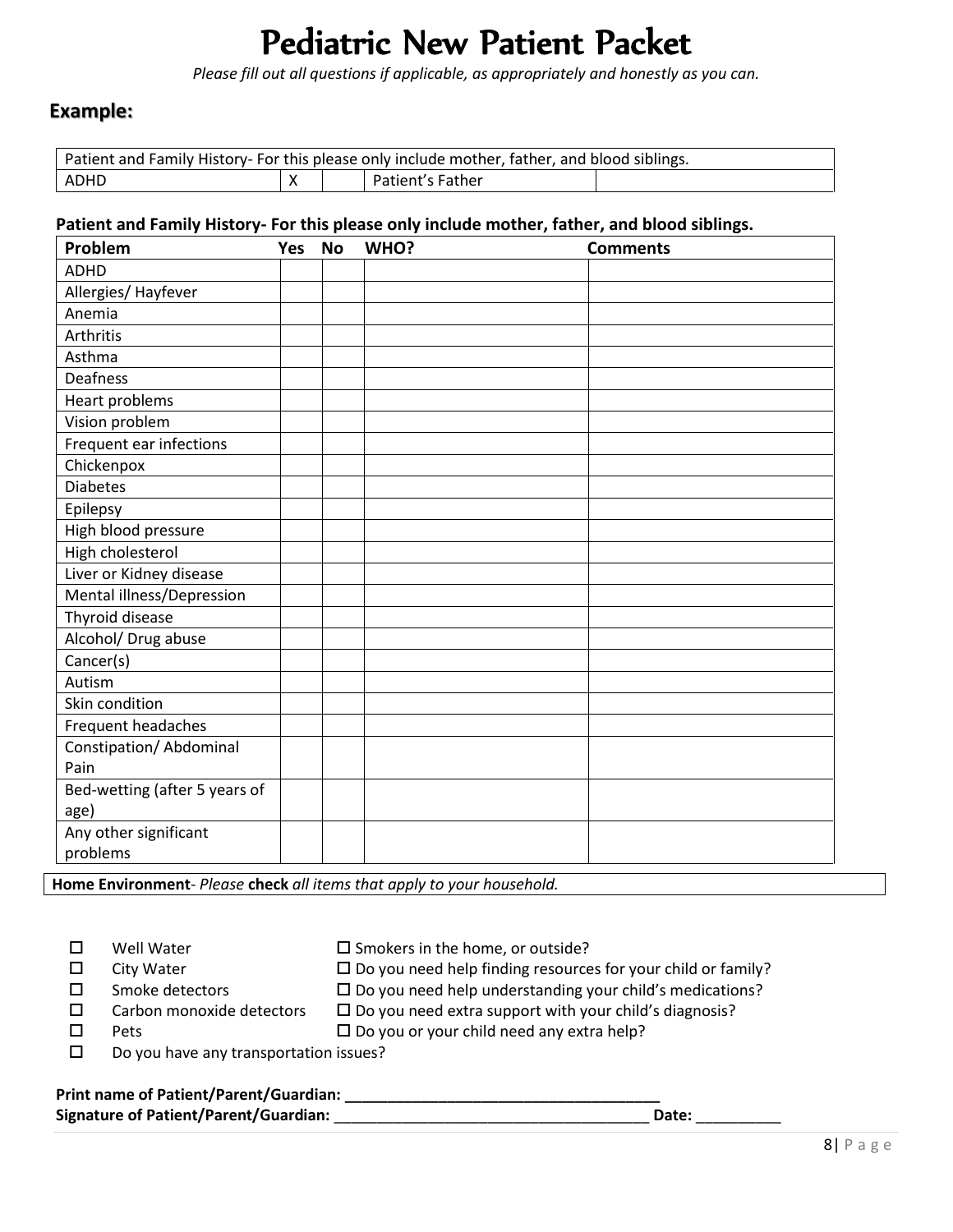# Pediatric New Patient Packet

*Please fill out all questions if applicable, as appropriately and honestly as you can.*

## Example:

| Patient and Family History- For this please only include mother, father, and blood siblings. | | | | |
|---|---|---|---|---|
| ADHD | X | | Patient's Father | |

**Patient and Family History- For this please only include mother, father, and blood siblings.**

| Problem | Yes | No | WHO? | Comments |
|---|---|---|---|---|
| ADHD | | | | |
| Allergies/ Hayfever | | | | |
| Anemia | | | | |
| Arthritis | | | | |
| Asthma | | | | |
| Deafness | | | | |
| Heart problems | | | | |
| Vision problem | | | | |
| Frequent ear infections | | | | |
| Chickenpox | | | | |
| Diabetes | | | | |
| Epilepsy | | | | |
| High blood pressure | | | | |
| High cholesterol | | | | |
| Liver or Kidney disease | | | | |
| Mental illness/Depression | | | | |
| Thyroid disease | | | | |
| Alcohol/ Drug abuse | | | | |
| Cancer(s) | | | | |
| Autism | | | | |
| Skin condition | | | | |
| Frequent headaches | | | | |
| Constipation/ Abdominal Pain | | | | |
| Bed-wetting (after 5 years of age) | | | | |
| Any other significant problems | | | | |

**Home Environment**- *Please* **check** *all items that apply to your household.*

- ☐ Well Water
- ☐ City Water
- ☐ Smoke detectors
- ☐ Carbon monoxide detectors
- ☐ Pets
- ☐ Do you have any transportation issues?
- ☐ Smokers in the home, or outside?
- ☐ Do you need help finding resources for your child or family?
- ☐ Do you need help understanding your child's medications?
- ☐ Do you need extra support with your child's diagnosis?
- ☐ Do you or your child need any extra help?

**Print name of Patient/Parent/Guardian: ____________________________________**

**Signature of Patient/Parent/Guardian:** ____________________________________ **Date:** __________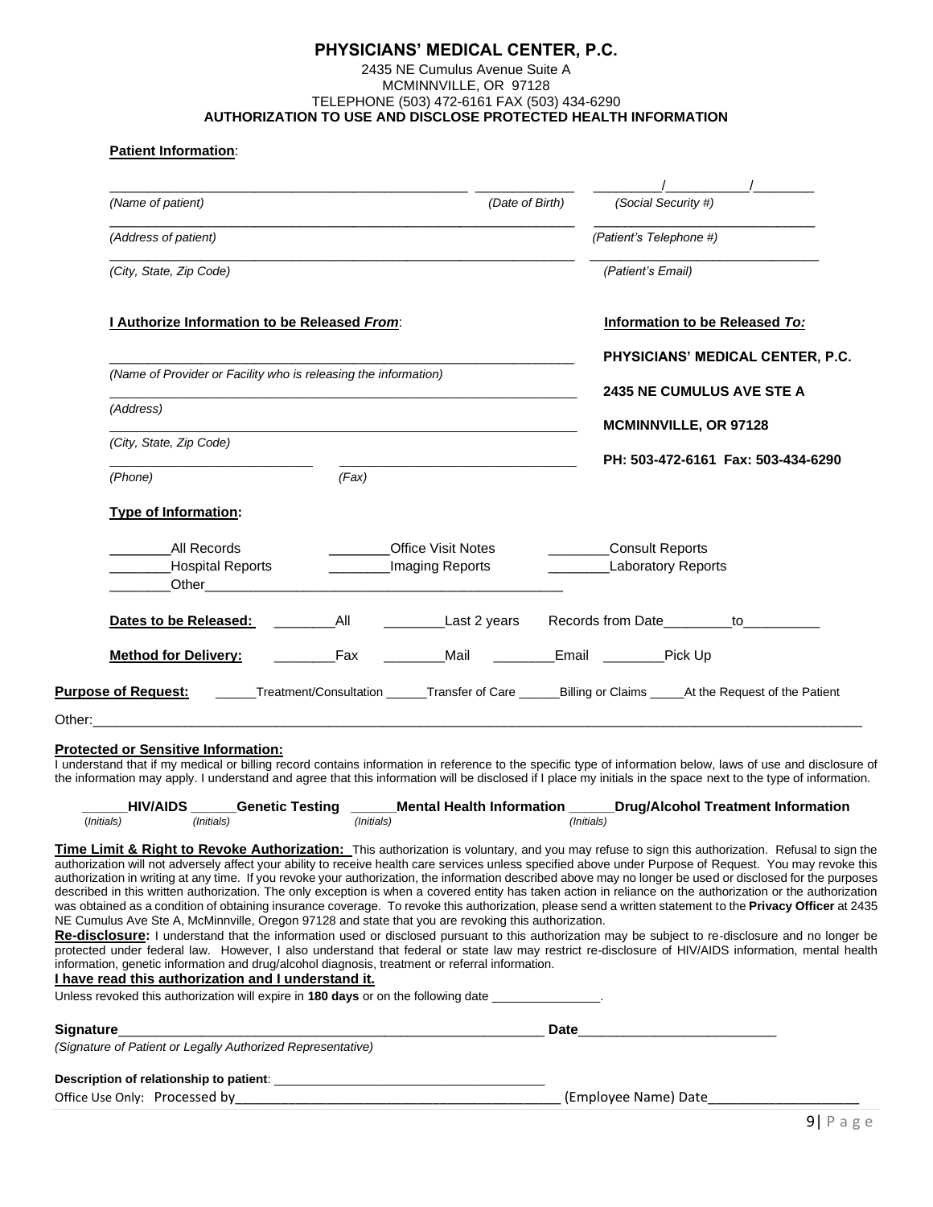# PHYSICIANS' MEDICAL CENTER, P.C.

2435 NE Cumulus Avenue Suite A
MCMINNVILLE, OR 97128
TELEPHONE (503) 472-6161 FAX (503) 434-6290

**AUTHORIZATION TO USE AND DISCLOSE PROTECTED HEALTH INFORMATION**

**Patient Information**:

_________________________________________________ _____________ _________/___________/________
*(Name of patient)* *(Date of Birth)* *(Social Security #)*

_________________________________________________________________ ______________________________
*(Address of patient)* *(Patient's Telephone #)*

_________________________________________________________________ ______________________________
*(City, State, Zip Code)* *(Patient's Email)*

**I Authorize Information to be Released *From*:**

_________________________________________________________________
*(Name of Provider or Facility who is releasing the information)*

_________________________________________________________________
*(Address)*

_________________________________________________________________
*(City, State, Zip Code)*

___________________________ ________________________________
*(Phone)* *(Fax)*

**Information to be Released *To:***

**PHYSICIANS' MEDICAL CENTER, P.C.**

**2435 NE CUMULUS AVE STE A**

**MCMINNVILLE, OR 97128**

**PH: 503-472-6161 Fax: 503-434-6290**

**Type of Information:**

________All Records ________Office Visit Notes ________Consult Reports
________Hospital Reports ________Imaging Reports ________Laboratory Reports
________Other_______________________________________________

**Dates to be Released:** ________All ________Last 2 years Records from Date_________to__________

**Method for Delivery:** ________Fax ________Mail ________Email ________Pick Up

**Purpose of Request:** ______Treatment/Consultation ______Transfer of Care ______Billing or Claims _____At the Request of the Patient

Other:_______________________________________________________________________________________________________

**Protected or Sensitive Information:**
I understand that if my medical or billing record contains information in reference to the specific type of information below, laws of use and disclosure of the information may apply. I understand and agree that this information will be disclosed if I place my initials in the space next to the type of information.

______**HIV/AIDS** ______**Genetic Testing** ______**Mental Health Information** ______**Drug/Alcohol Treatment Information**
*(Initials)* *(Initials)* *(Initials)* *(Initials)*

**Time Limit & Right to Revoke Authorization:** This authorization is voluntary, and you may refuse to sign this authorization. Refusal to sign the authorization will not adversely affect your ability to receive health care services unless specified above under Purpose of Request. You may revoke this authorization in writing at any time. If you revoke your authorization, the information described above may no longer be used or disclosed for the purposes described in this written authorization. The only exception is when a covered entity has taken action in reliance on the authorization or the authorization was obtained as a condition of obtaining insurance coverage. To revoke this authorization, please send a written statement to the **Privacy Officer** at 2435 NE Cumulus Ave Ste A, McMinnville, Oregon 97128 and state that you are revoking this authorization.

**Re-disclosure:** I understand that the information used or disclosed pursuant to this authorization may be subject to re-disclosure and no longer be protected under federal law. However, I also understand that federal or state law may restrict re-disclosure of HIV/AIDS information, mental health information, genetic information and drug/alcohol diagnosis, treatment or referral information.

**I have read this authorization and I understand it.**

Unless revoked this authorization will expire in **180 days** or on the following date ________________.

**Signature**__________________________________________________________ **Date**__________________________
*(Signature of Patient or Legally Authorized Representative)*

**Description of relationship to patient**: ______________________________________

Office Use Only: Processed by____________________________________________ (Employee Name) Date____________________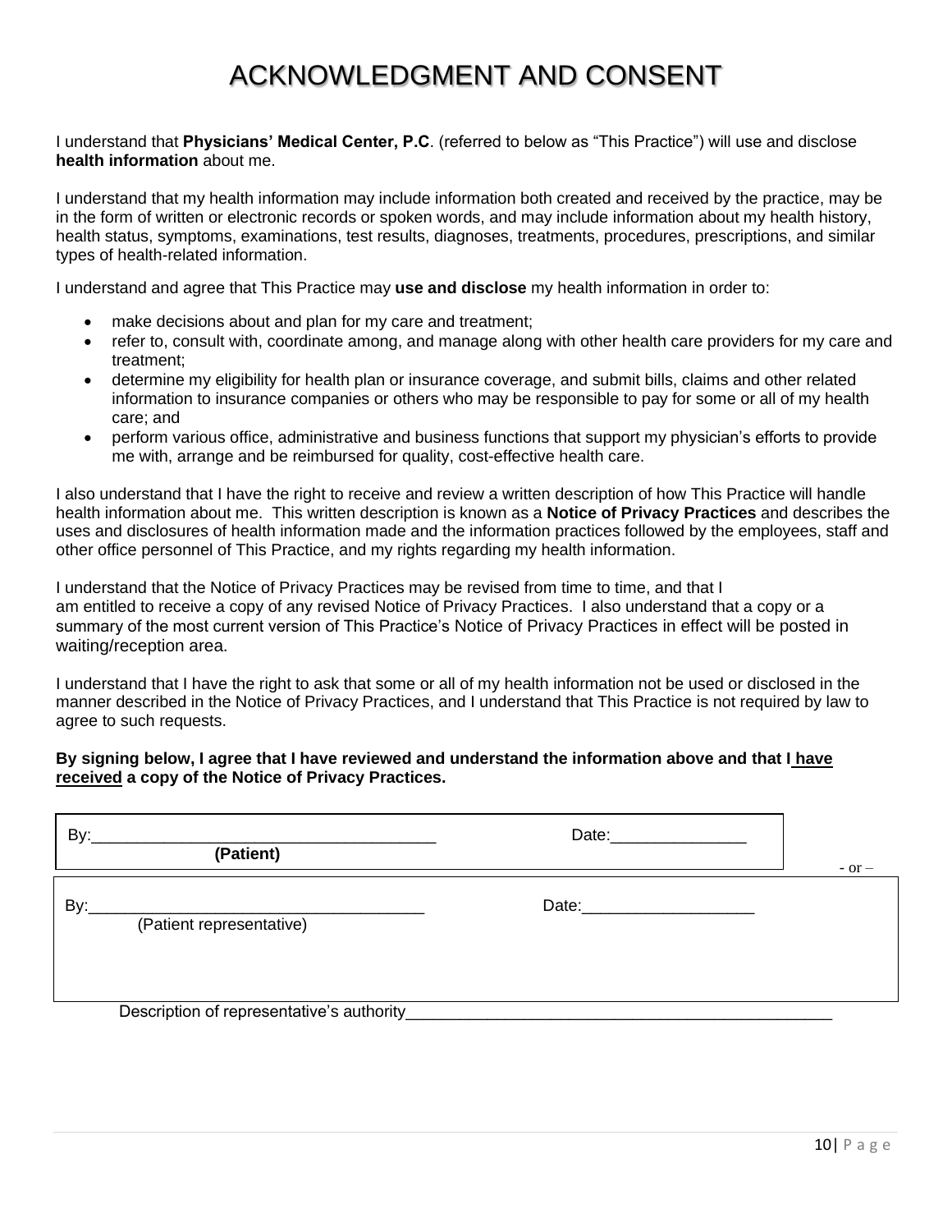# ACKNOWLEDGMENT AND CONSENT

I understand that **Physicians' Medical Center, P.C**. (referred to below as "This Practice") will use and disclose **health information** about me.

I understand that my health information may include information both created and received by the practice, may be in the form of written or electronic records or spoken words, and may include information about my health history, health status, symptoms, examinations, test results, diagnoses, treatments, procedures, prescriptions, and similar types of health-related information.

I understand and agree that This Practice may **use and disclose** my health information in order to:

- make decisions about and plan for my care and treatment;
- refer to, consult with, coordinate among, and manage along with other health care providers for my care and treatment;
- determine my eligibility for health plan or insurance coverage, and submit bills, claims and other related information to insurance companies or others who may be responsible to pay for some or all of my health care; and
- perform various office, administrative and business functions that support my physician's efforts to provide me with, arrange and be reimbursed for quality, cost-effective health care.

I also understand that I have the right to receive and review a written description of how This Practice will handle health information about me. This written description is known as a **Notice of Privacy Practices** and describes the uses and disclosures of health information made and the information practices followed by the employees, staff and other office personnel of This Practice, and my rights regarding my health information.

I understand that the Notice of Privacy Practices may be revised from time to time, and that I am entitled to receive a copy of any revised Notice of Privacy Practices. I also understand that a copy or a summary of the most current version of This Practice's Notice of Privacy Practices in effect will be posted in waiting/reception area.

I understand that I have the right to ask that some or all of my health information not be used or disclosed in the manner described in the Notice of Privacy Practices, and I understand that This Practice is not required by law to agree to such requests.

**By signing below, I agree that I have reviewed and understand the information above and that I <u>have received</u> a copy of the Notice of Privacy Practices.**

By:______________________________________ Date:_______________
**(Patient)**

- or –

By:_____________________________________ Date:___________________
(Patient representative)

Description of representative's authority_______________________________________________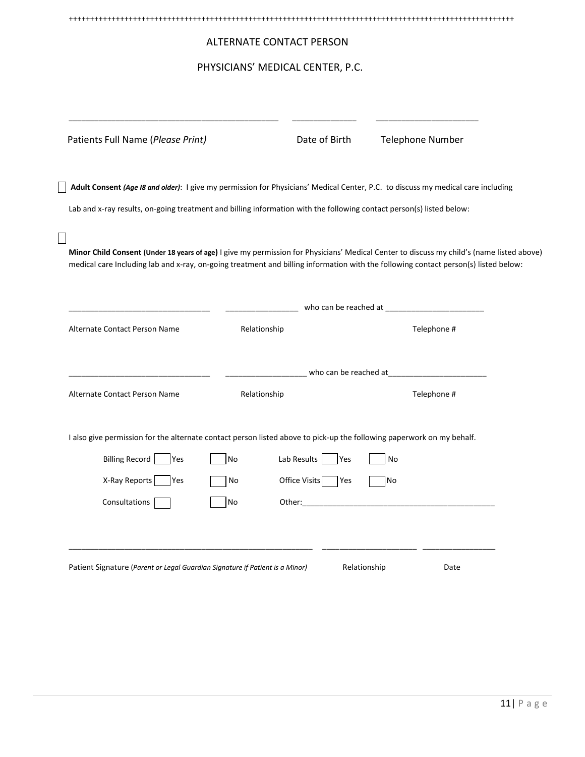+++++++++++++++++++++++++++++++++++++++++++++++++++++++++++++++++++++++++++++++++++++++++++++++++++++

# ALTERNATE CONTACT PERSON

## PHYSICIANS' MEDICAL CENTER, P.C.

_____________________________________________ ______________ ______________________

Patients Full Name (*Please Print)* Date of Birth Telephone Number

☐ **Adult Consent** ***(Age I8 and older)***: I give my permission for Physicians' Medical Center, P.C. to discuss my medical care including Lab and x-ray results, on-going treatment and billing information with the following contact person(s) listed below:

☐ **Minor Child Consent (Under 18 years of age)** I give my permission for Physicians' Medical Center to discuss my child's (name listed above) medical care Including lab and x-ray, on-going treatment and billing information with the following contact person(s) listed below:

________________________________ ________________ who can be reached at ______________________

Alternate Contact Person Name Relationship Telephone #

________________________________ __________________ who can be reached at______________________

Alternate Contact Person Name Relationship Telephone #

I also give permission for the alternate contact person listed above to pick-up the following paperwork on my behalf.

Billing Record ☐ Yes ☐ No Lab Results ☐ Yes ☐ No

X-Ray Reports ☐ Yes ☐ No Office Visits ☐ Yes ☐ No

Consultations ☐ ☐ No Other:_____________________________________________

________________________________________________________ ____________________ ________________

Patient Signature (*Parent or Legal Guardian Signature if Patient is a Minor)* Relationship Date